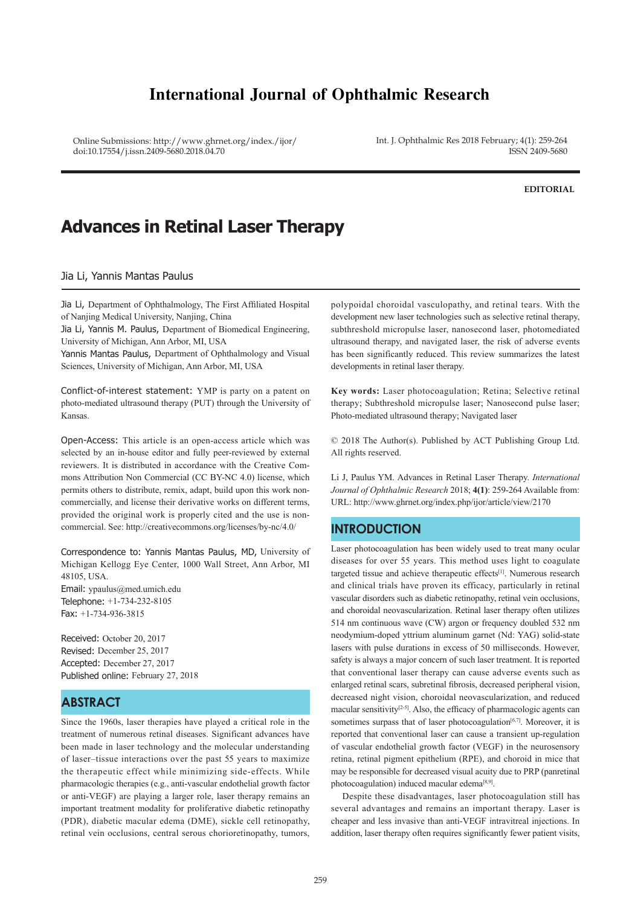# International Journal of Ophthalmic Research

Online Submissions: http://www.ghrnet.org/index./ijor/
doi:10.17554/j.issn.2409-5680.2018.04.70

Int. J. Ophthalmic Res 2018 February; 4(1): 259-264
ISSN 2409-5680

**EDITORIAL**

# Advances in Retinal Laser Therapy

Jia Li, Yannis Mantas Paulus

Jia Li, Department of Ophthalmology, The First Affiliated Hospital of Nanjing Medical University, Nanjing, China
Jia Li, Yannis M. Paulus, Department of Biomedical Engineering, University of Michigan, Ann Arbor, MI, USA
Yannis Mantas Paulus, Department of Ophthalmology and Visual Sciences, University of Michigan, Ann Arbor, MI, USA

Conflict-of-interest statement: YMP is party on a patent on photo-mediated ultrasound therapy (PUT) through the University of Kansas.

Open-Access: This article is an open-access article which was selected by an in-house editor and fully peer-reviewed by external reviewers. It is distributed in accordance with the Creative Commons Attribution Non Commercial (CC BY-NC 4.0) license, which permits others to distribute, remix, adapt, build upon this work non-commercially, and license their derivative works on different terms, provided the original work is properly cited and the use is non-commercial. See: http://creativecommons.org/licenses/by-nc/4.0/

Correspondence to: Yannis Mantas Paulus, MD, University of Michigan Kellogg Eye Center, 1000 Wall Street, Ann Arbor, MI 48105, USA.
Email: ypaulus@med.umich.edu
Telephone: +1-734-232-8105
Fax: +1-734-936-3815

Received: October 20, 2017
Revised: December 25, 2017
Accepted: December 27, 2017
Published online: February 27, 2018

## ABSTRACT

Since the 1960s, laser therapies have played a critical role in the treatment of numerous retinal diseases. Significant advances have been made in laser technology and the molecular understanding of laser–tissue interactions over the past 55 years to maximize the therapeutic effect while minimizing side-effects. While pharmacologic therapies (e.g., anti-vascular endothelial growth factor or anti-VEGF) are playing a larger role, laser therapy remains an important treatment modality for proliferative diabetic retinopathy (PDR), diabetic macular edema (DME), sickle cell retinopathy, retinal vein occlusions, central serous chorioretinopathy, tumors, polypoidal choroidal vasculopathy, and retinal tears. With the development new laser technologies such as selective retinal therapy, subthreshold micropulse laser, nanosecond laser, photomediated ultrasound therapy, and navigated laser, the risk of adverse events has been significantly reduced. This review summarizes the latest developments in retinal laser therapy.

**Key words:** Laser photocoagulation; Retina; Selective retinal therapy; Subthreshold micropulse laser; Nanosecond pulse laser; Photo-mediated ultrasound therapy; Navigated laser

© 2018 The Author(s). Published by ACT Publishing Group Ltd. All rights reserved.

Li J, Paulus YM. Advances in Retinal Laser Therapy. *International Journal of Ophthalmic Research* 2018; **4(1)**: 259-264 Available from: URL: http://www.ghrnet.org/index.php/ijor/article/view/2170

## INTRODUCTION

Laser photocoagulation has been widely used to treat many ocular diseases for over 55 years. This method uses light to coagulate targeted tissue and achieve therapeutic effects[1]. Numerous research and clinical trials have proven its efficacy, particularly in retinal vascular disorders such as diabetic retinopathy, retinal vein occlusions, and choroidal neovascularization. Retinal laser therapy often utilizes 514 nm continuous wave (CW) argon or frequency doubled 532 nm neodymium-doped yttrium aluminum garnet (Nd: YAG) solid-state lasers with pulse durations in excess of 50 milliseconds. However, safety is always a major concern of such laser treatment. It is reported that conventional laser therapy can cause adverse events such as enlarged retinal scars, subretinal fibrosis, decreased peripheral vision, decreased night vision, choroidal neovascularization, and reduced macular sensitivity[2-5]. Also, the efficacy of pharmacologic agents can sometimes surpass that of laser photocoagulation[6,7]. Moreover, it is reported that conventional laser can cause a transient up-regulation of vascular endothelial growth factor (VEGF) in the neurosensory retina, retinal pigment epithelium (RPE), and choroid in mice that may be responsible for decreased visual acuity due to PRP (panretinal photocoagulation) induced macular edema[8,9].

Despite these disadvantages, laser photocoagulation still has several advantages and remains an important therapy. Laser is cheaper and less invasive than anti-VEGF intravitreal injections. In addition, laser therapy often requires significantly fewer patient visits,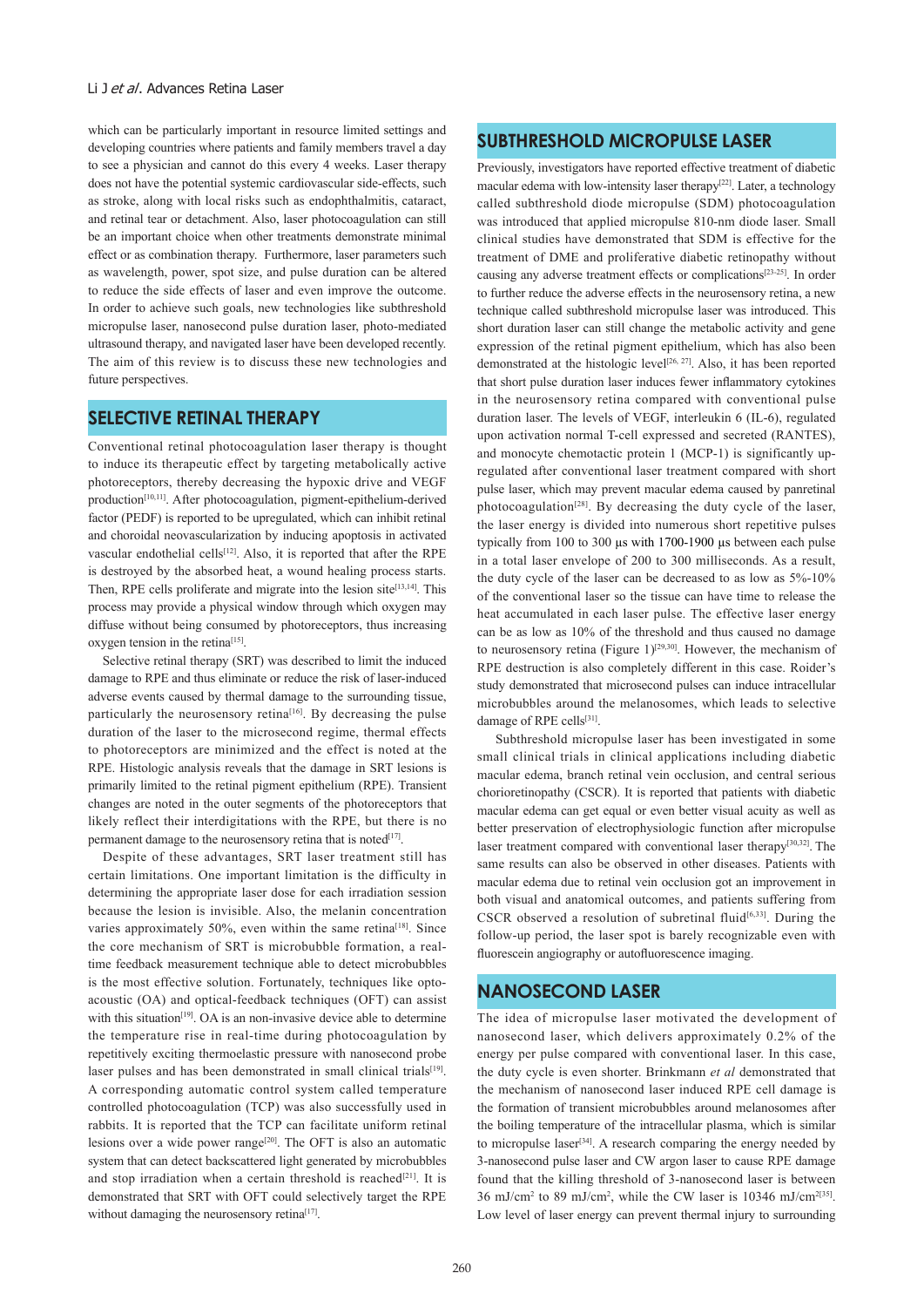which can be particularly important in resource limited settings and developing countries where patients and family members travel a day to see a physician and cannot do this every 4 weeks. Laser therapy does not have the potential systemic cardiovascular side-effects, such as stroke, along with local risks such as endophthalmitis, cataract, and retinal tear or detachment. Also, laser photocoagulation can still be an important choice when other treatments demonstrate minimal effect or as combination therapy. Furthermore, laser parameters such as wavelength, power, spot size, and pulse duration can be altered to reduce the side effects of laser and even improve the outcome. In order to achieve such goals, new technologies like subthreshold micropulse laser, nanosecond pulse duration laser, photo-mediated ultrasound therapy, and navigated laser have been developed recently. The aim of this review is to discuss these new technologies and future perspectives.

## SELECTIVE RETINAL THERAPY

Conventional retinal photocoagulation laser therapy is thought to induce its therapeutic effect by targeting metabolically active photoreceptors, thereby decreasing the hypoxic drive and VEGF production[10,11]. After photocoagulation, pigment-epithelium-derived factor (PEDF) is reported to be upregulated, which can inhibit retinal and choroidal neovascularization by inducing apoptosis in activated vascular endothelial cells[12]. Also, it is reported that after the RPE is destroyed by the absorbed heat, a wound healing process starts. Then, RPE cells proliferate and migrate into the lesion site[13,14]. This process may provide a physical window through which oxygen may diffuse without being consumed by photoreceptors, thus increasing oxygen tension in the retina[15].

Selective retinal therapy (SRT) was described to limit the induced damage to RPE and thus eliminate or reduce the risk of laser-induced adverse events caused by thermal damage to the surrounding tissue, particularly the neurosensory retina[16]. By decreasing the pulse duration of the laser to the microsecond regime, thermal effects to photoreceptors are minimized and the effect is noted at the RPE. Histologic analysis reveals that the damage in SRT lesions is primarily limited to the retinal pigment epithelium (RPE). Transient changes are noted in the outer segments of the photoreceptors that likely reflect their interdigitations with the RPE, but there is no permanent damage to the neurosensory retina that is noted[17].

Despite of these advantages, SRT laser treatment still has certain limitations. One important limitation is the difficulty in determining the appropriate laser dose for each irradiation session because the lesion is invisible. Also, the melanin concentration varies approximately 50%, even within the same retina[18]. Since the core mechanism of SRT is microbubble formation, a real-time feedback measurement technique able to detect microbubbles is the most effective solution. Fortunately, techniques like opto-acoustic (OA) and optical-feedback techniques (OFT) can assist with this situation[19]. OA is an non-invasive device able to determine the temperature rise in real-time during photocoagulation by repetitively exciting thermoelastic pressure with nanosecond probe laser pulses and has been demonstrated in small clinical trials[19]. A corresponding automatic control system called temperature controlled photocoagulation (TCP) was also successfully used in rabbits. It is reported that the TCP can facilitate uniform retinal lesions over a wide power range[20]. The OFT is also an automatic system that can detect backscattered light generated by microbubbles and stop irradiation when a certain threshold is reached[21]. It is demonstrated that SRT with OFT could selectively target the RPE without damaging the neurosensory retina[17].

## SUBTHRESHOLD MICROPULSE LASER

Previously, investigators have reported effective treatment of diabetic macular edema with low-intensity laser therapy[22]. Later, a technology called subthreshold diode micropulse (SDM) photocoagulation was introduced that applied micropulse 810-nm diode laser. Small clinical studies have demonstrated that SDM is effective for the treatment of DME and proliferative diabetic retinopathy without causing any adverse treatment effects or complications[23-25]. In order to further reduce the adverse effects in the neurosensory retina, a new technique called subthreshold micropulse laser was introduced. This short duration laser can still change the metabolic activity and gene expression of the retinal pigment epithelium, which has also been demonstrated at the histologic level[26, 27]. Also, it has been reported that short pulse duration laser induces fewer inflammatory cytokines in the neurosensory retina compared with conventional pulse duration laser. The levels of VEGF, interleukin 6 (IL-6), regulated upon activation normal T-cell expressed and secreted (RANTES), and monocyte chemotactic protein 1 (MCP-1) is significantly up-regulated after conventional laser treatment compared with short pulse laser, which may prevent macular edema caused by panretinal photocoagulation[28]. By decreasing the duty cycle of the laser, the laser energy is divided into numerous short repetitive pulses typically from 100 to 300 µs with 1700-1900 µs between each pulse in a total laser envelope of 200 to 300 milliseconds. As a result, the duty cycle of the laser can be decreased to as low as 5%-10% of the conventional laser so the tissue can have time to release the heat accumulated in each laser pulse. The effective laser energy can be as low as 10% of the threshold and thus caused no damage to neurosensory retina (Figure 1)[29,30]. However, the mechanism of RPE destruction is also completely different in this case. Roider's study demonstrated that microsecond pulses can induce intracellular microbubbles around the melanosomes, which leads to selective damage of RPE cells[31].

Subthreshold micropulse laser has been investigated in some small clinical trials in clinical applications including diabetic macular edema, branch retinal vein occlusion, and central serious chorioretinopathy (CSCR). It is reported that patients with diabetic macular edema can get equal or even better visual acuity as well as better preservation of electrophysiologic function after micropulse laser treatment compared with conventional laser therapy[30,32]. The same results can also be observed in other diseases. Patients with macular edema due to retinal vein occlusion got an improvement in both visual and anatomical outcomes, and patients suffering from CSCR observed a resolution of subretinal fluid[6,33]. During the follow-up period, the laser spot is barely recognizable even with fluorescein angiography or autofluorescence imaging.

## NANOSECOND LASER

The idea of micropulse laser motivated the development of nanosecond laser, which delivers approximately 0.2% of the energy per pulse compared with conventional laser. In this case, the duty cycle is even shorter. Brinkmann *et al* demonstrated that the mechanism of nanosecond laser induced RPE cell damage is the formation of transient microbubbles around melanosomes after the boiling temperature of the intracellular plasma, which is similar to micropulse laser[34]. A research comparing the energy needed by 3-nanosecond pulse laser and CW argon laser to cause RPE damage found that the killing threshold of 3-nanosecond laser is between 36 mJ/cm$^2$ to 89 mJ/cm$^2$, while the CW laser is 10346 mJ/cm$^2$[35]. Low level of laser energy can prevent thermal injury to surrounding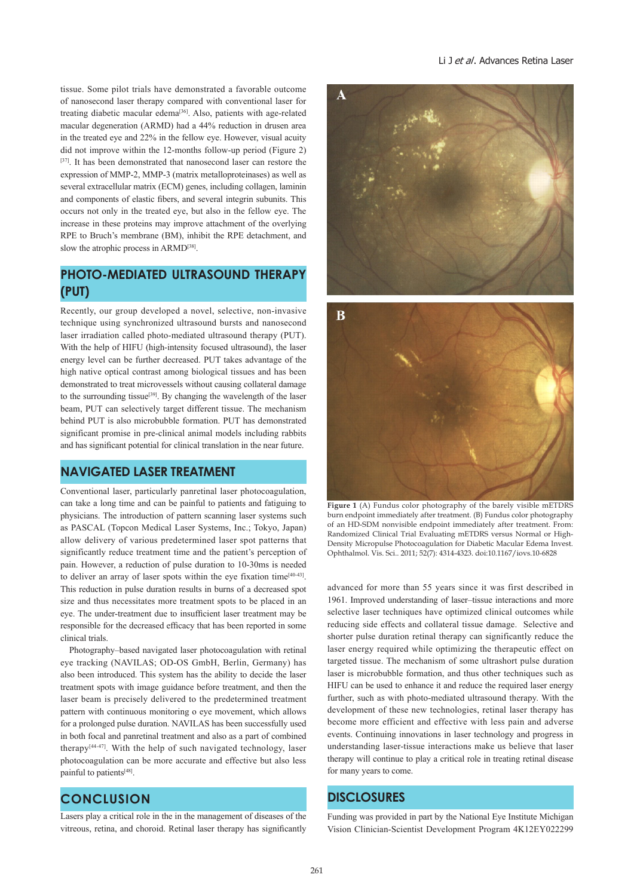tissue. Some pilot trials have demonstrated a favorable outcome of nanosecond laser therapy compared with conventional laser for treating diabetic macular edema[36]. Also, patients with age-related macular degeneration (ARMD) had a 44% reduction in drusen area in the treated eye and 22% in the fellow eye. However, visual acuity did not improve within the 12-months follow-up period (Figure 2)[37]. It has been demonstrated that nanosecond laser can restore the expression of MMP-2, MMP-3 (matrix metalloproteinases) as well as several extracellular matrix (ECM) genes, including collagen, laminin and components of elastic fibers, and several integrin subunits. This occurs not only in the treated eye, but also in the fellow eye. The increase in these proteins may improve attachment of the overlying RPE to Bruch's membrane (BM), inhibit the RPE detachment, and slow the atrophic process in ARMD[38].

## PHOTO-MEDIATED ULTRASOUND THERAPY (PUT)

Recently, our group developed a novel, selective, non-invasive technique using synchronized ultrasound bursts and nanosecond laser irradiation called photo-mediated ultrasound therapy (PUT). With the help of HIFU (high-intensity focused ultrasound), the laser energy level can be further decreased. PUT takes advantage of the high native optical contrast among biological tissues and has been demonstrated to treat microvessels without causing collateral damage to the surrounding tissue[39]. By changing the wavelength of the laser beam, PUT can selectively target different tissue. The mechanism behind PUT is also microbubble formation. PUT has demonstrated significant promise in pre-clinical animal models including rabbits and has significant potential for clinical translation in the near future.

## NAVIGATED LASER TREATMENT

Conventional laser, particularly panretinal laser photocoagulation, can take a long time and can be painful to patients and fatiguing to physicians. The introduction of pattern scanning laser systems such as PASCAL (Topcon Medical Laser Systems, Inc.; Tokyo, Japan) allow delivery of various predetermined laser spot patterns that significantly reduce treatment time and the patient's perception of pain. However, a reduction of pulse duration to 10-30ms is needed to deliver an array of laser spots within the eye fixation time[40-43]. This reduction in pulse duration results in burns of a decreased spot size and thus necessitates more treatment spots to be placed in an eye. The under-treatment due to insufficient laser treatment may be responsible for the decreased efficacy that has been reported in some clinical trials.

Photography–based navigated laser photocoagulation with retinal eye tracking (NAVILAS; OD-OS GmbH, Berlin, Germany) has also been introduced. This system has the ability to decide the laser treatment spots with image guidance before treatment, and then the laser beam is precisely delivered to the predetermined treatment pattern with continuous monitoring o eye movement, which allows for a prolonged pulse duration. NAVILAS has been successfully used in both focal and panretinal treatment and also as a part of combined therapy[44-47]. With the help of such navigated technology, laser photocoagulation can be more accurate and effective but also less painful to patients[48].

## CONCLUSION

Lasers play a critical role in the in the management of diseases of the vitreous, retina, and choroid. Retinal laser therapy has significantly advanced for more than 55 years since it was first described in 1961. Improved understanding of laser–tissue interactions and more selective laser techniques have optimized clinical outcomes while reducing side effects and collateral tissue damage. Selective and shorter pulse duration retinal therapy can significantly reduce the laser energy required while optimizing the therapeutic effect on targeted tissue. The mechanism of some ultrashort pulse duration laser is microbubble formation, and thus other techniques such as HIFU can be used to enhance it and reduce the required laser energy further, such as with photo-mediated ultrasound therapy. With the development of these new technologies, retinal laser therapy has become more efficient and effective with less pain and adverse events. Continuing innovations in laser technology and progress in understanding laser-tissue interactions make us believe that laser therapy will continue to play a critical role in treating retinal disease for many years to come.

**Figure 1** (A) Fundus color photography of the barely visible mETDRS burn endpoint immediately after treatment. (B) Fundus color photography of an HD-SDM nonvisible endpoint immediately after treatment. From: Randomized Clinical Trial Evaluating mETDRS versus Normal or High-Density Micropulse Photocoagulation for Diabetic Macular Edema Invest. Ophthalmol. Vis. Sci.. 2011; 52(7): 4314-4323. doi:10.1167/iovs.10-6828

## DISCLOSURES

Funding was provided in part by the National Eye Institute Michigan Vision Clinician-Scientist Development Program 4K12EY022299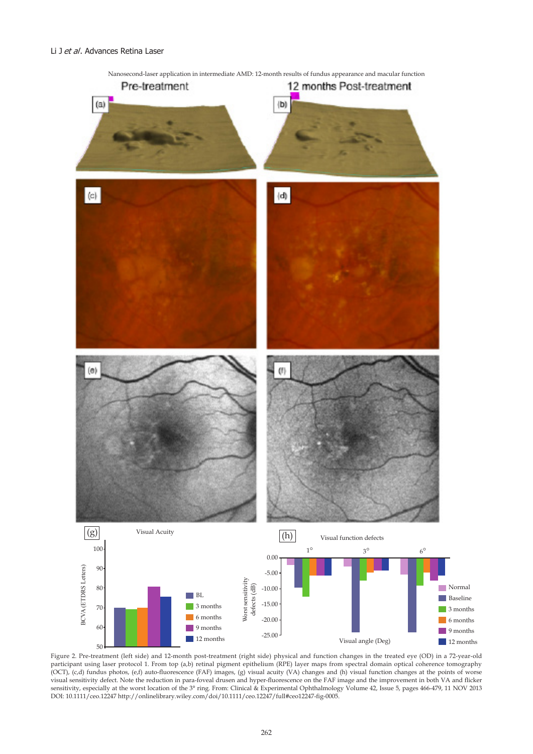Nanosecond-laser application in intermediate AMD: 12-month results of fundus appearance and macular function

Figure 2. Pre-treatment (left side) and 12-month post-treatment (right side) physical and function changes in the treated eye (OD) in a 72-year-old participant using laser protocol 1. From top (a,b) retinal pigment epithelium (RPE) layer maps from spectral domain optical coherence tomography (OCT), (c,d) fundus photos, (e,f) auto-fluorescence (FAF) images, (g) visual acuity (VA) changes and (h) visual function changes at the points of worse visual sensitivity defect. Note the reduction in para-foveal drusen and hyper-fluorescence on the FAF image and the improvement in both VA and flicker sensitivity, especially at the worst location of the 3° ring. From: Clinical & Experimental Ophthalmology Volume 42, Issue 5, pages 466-479, 11 NOV 2013 DOI: 10.1111/ceo.12247 http://onlinelibrary.wiley.com/doi/10.1111/ceo.12247/full#ceo12247-fig-0005.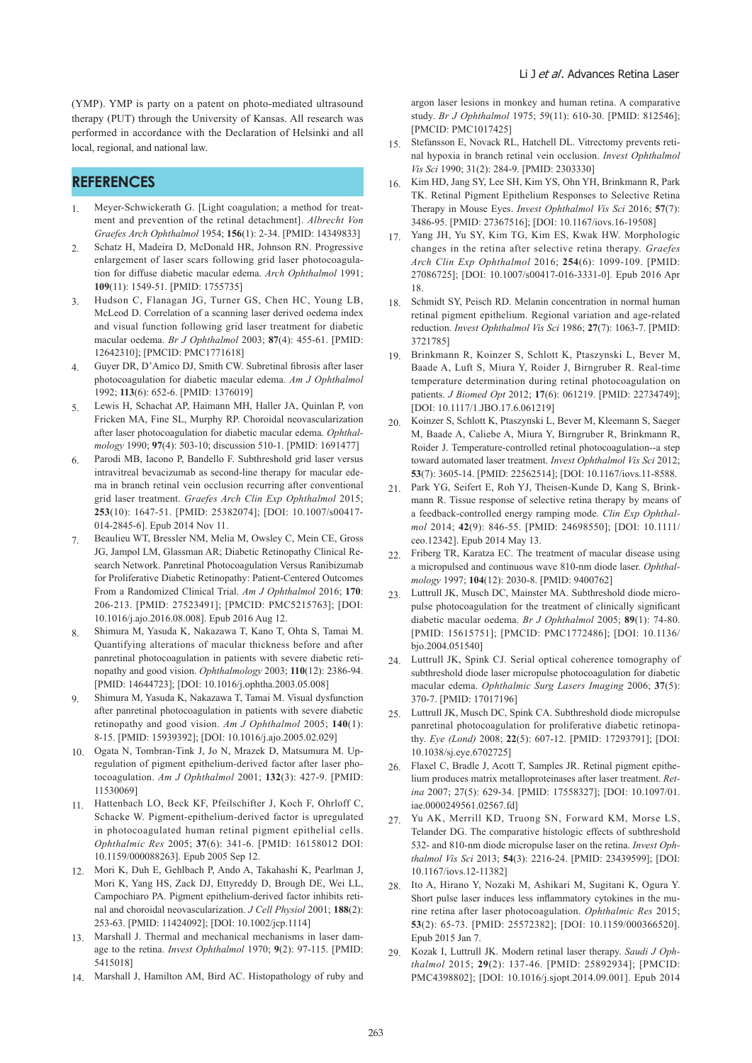(YMP). YMP is party on a patent on photo-mediated ultrasound therapy (PUT) through the University of Kansas. All research was performed in accordance with the Declaration of Helsinki and all local, regional, and national law.

## REFERENCES

1. Meyer-Schwickerath G. [Light coagulation; a method for treatment and prevention of the retinal detachment]. *Albrecht Von Graefes Arch Ophthalmol* 1954; **156**(1): 2-34. [PMID: 14349833]
2. Schatz H, Madeira D, McDonald HR, Johnson RN. Progressive enlargement of laser scars following grid laser photocoagulation for diffuse diabetic macular edema. *Arch Ophthalmol* 1991; **109**(11): 1549-51. [PMID: 1755735]
3. Hudson C, Flanagan JG, Turner GS, Chen HC, Young LB, McLeod D. Correlation of a scanning laser derived oedema index and visual function following grid laser treatment for diabetic macular oedema. *Br J Ophthalmol* 2003; **87**(4): 455-61. [PMID: 12642310]; [PMCID: PMC1771618]
4. Guyer DR, D'Amico DJ, Smith CW. Subretinal fibrosis after laser photocoagulation for diabetic macular edema. *Am J Ophthalmol* 1992; **113**(6): 652-6. [PMID: 1376019]
5. Lewis H, Schachat AP, Haimann MH, Haller JA, Quinlan P, von Fricken MA, Fine SL, Murphy RP. Choroidal neovascularization after laser photocoagulation for diabetic macular edema. *Ophthalmology* 1990; **97**(4): 503-10; discussion 510-1. [PMID: 1691477]
6. Parodi MB, Iacono P, Bandello F. Subthreshold grid laser versus intravitreal bevacizumab as second-line therapy for macular edema in branch retinal vein occlusion recurring after conventional grid laser treatment. *Graefes Arch Clin Exp Ophthalmol* 2015; **253**(10): 1647-51. [PMID: 25382074]; [DOI: 10.1007/s00417-014-2845-6]. Epub 2014 Nov 11.
7. Beaulieu WT, Bressler NM, Melia M, Owsley C, Mein CE, Gross JG, Jampol LM, Glassman AR; Diabetic Retinopathy Clinical Research Network. Panretinal Photocoagulation Versus Ranibizumab for Proliferative Diabetic Retinopathy: Patient-Centered Outcomes From a Randomized Clinical Trial. *Am J Ophthalmol* 2016; **170**: 206-213. [PMID: 27523491]; [PMCID: PMC5215763]; [DOI: 10.1016/j.ajo.2016.08.008]. Epub 2016 Aug 12.
8. Shimura M, Yasuda K, Nakazawa T, Kano T, Ohta S, Tamai M. Quantifying alterations of macular thickness before and after panretinal photocoagulation in patients with severe diabetic retinopathy and good vision. *Ophthalmology* 2003; **110**(12): 2386-94. [PMID: 14644723]; [DOI: 10.1016/j.ophtha.2003.05.008]
9. Shimura M, Yasuda K, Nakazawa T, Tamai M. Visual dysfunction after panretinal photocoagulation in patients with severe diabetic retinopathy and good vision. *Am J Ophthalmol* 2005; **140**(1): 8-15. [PMID: 15939392]; [DOI: 10.1016/j.ajo.2005.02.029]
10. Ogata N, Tombran-Tink J, Jo N, Mrazek D, Matsumura M. Upregulation of pigment epithelium-derived factor after laser photocoagulation. *Am J Ophthalmol* 2001; **132**(3): 427-9. [PMID: 11530069]
11. Hattenbach LO, Beck KF, Pfeilschifter J, Koch F, Ohrloff C, Schacke W. Pigment-epithelium-derived factor is upregulated in photocoagulated human retinal pigment epithelial cells. *Ophthalmic Res* 2005; **37**(6): 341-6. [PMID: 16158012 DOI: 10.1159/000088263]. Epub 2005 Sep 12.
12. Mori K, Duh E, Gehlbach P, Ando A, Takahashi K, Pearlman J, Mori K, Yang HS, Zack DJ, Ettyreddy D, Brough DE, Wei LL, Campochiaro PA. Pigment epithelium-derived factor inhibits retinal and choroidal neovascularization. *J Cell Physiol* 2001; **188**(2): 253-63. [PMID: 11424092]; [DOI: 10.1002/jcp.1114]
13. Marshall J. Thermal and mechanical mechanisms in laser damage to the retina. *Invest Ophthalmol* 1970; **9**(2): 97-115. [PMID: 5415018]
14. Marshall J, Hamilton AM, Bird AC. Histopathology of ruby and argon laser lesions in monkey and human retina. A comparative study. *Br J Ophthalmol* 1975; 59(11): 610-30. [PMID: 812546]; [PMCID: PMC1017425]
15. Stefansson E, Novack RL, Hatchell DL. Vitrectomy prevents retinal hypoxia in branch retinal vein occlusion. *Invest Ophthalmol Vis Sci* 1990; 31(2): 284-9. [PMID: 2303330]
16. Kim HD, Jang SY, Lee SH, Kim YS, Ohn YH, Brinkmann R, Park TK. Retinal Pigment Epithelium Responses to Selective Retina Therapy in Mouse Eyes. *Invest Ophthalmol Vis Sci* 2016; **57**(7): 3486-95. [PMID: 27367516]; [DOI: 10.1167/iovs.16-19508]
17. Yang JH, Yu SY, Kim TG, Kim ES, Kwak HW. Morphologic changes in the retina after selective retina therapy. *Graefes Arch Clin Exp Ophthalmol* 2016; **254**(6): 1099-109. [PMID: 27086725]; [DOI: 10.1007/s00417-016-3331-0]. Epub 2016 Apr 18.
18. Schmidt SY, Peisch RD. Melanin concentration in normal human retinal pigment epithelium. Regional variation and age-related reduction. *Invest Ophthalmol Vis Sci* 1986; **27**(7): 1063-7. [PMID: 3721785]
19. Brinkmann R, Koinzer S, Schlott K, Ptaszynski L, Bever M, Baade A, Luft S, Miura Y, Roider J, Birngruber R. Real-time temperature determination during retinal photocoagulation on patients. *J Biomed Opt* 2012; **17**(6): 061219. [PMID: 22734749]; [DOI: 10.1117/1.JBO.17.6.061219]
20. Koinzer S, Schlott K, Ptaszynski L, Bever M, Kleemann S, Saeger M, Baade A, Caliebe A, Miura Y, Birngruber R, Brinkmann R, Roider J. Temperature-controlled retinal photocoagulation--a step toward automated laser treatment. *Invest Ophthalmol Vis Sci* 2012; **53**(7): 3605-14. [PMID: 22562514]; [DOI: 10.1167/iovs.11-8588.
21. Park YG, Seifert E, Roh YJ, Theisen-Kunde D, Kang S, Brinkmann R. Tissue response of selective retina therapy by means of a feedback-controlled energy ramping mode. *Clin Exp Ophthalmol* 2014; **42**(9): 846-55. [PMID: 24698550]; [DOI: 10.1111/ceo.12342]. Epub 2014 May 13.
22. Friberg TR, Karatza EC. The treatment of macular disease using a micropulsed and continuous wave 810-nm diode laser. *Ophthalmology* 1997; **104**(12): 2030-8. [PMID: 9400762]
23. Luttrull JK, Musch DC, Mainster MA. Subthreshold diode micropulse photocoagulation for the treatment of clinically significant diabetic macular oedema. *Br J Ophthalmol* 2005; **89**(1): 74-80. [PMID: 15615751]; [PMCID: PMC1772486]; [DOI: 10.1136/bjo.2004.051540]
24. Luttrull JK, Spink CJ. Serial optical coherence tomography of subthreshold diode laser micropulse photocoagulation for diabetic macular edema. *Ophthalmic Surg Lasers Imaging* 2006; **37**(5): 370-7. [PMID: 17017196]
25. Luttrull JK, Musch DC, Spink CA. Subthreshold diode micropulse panretinal photocoagulation for proliferative diabetic retinopathy. *Eye (Lond)* 2008; **22**(5): 607-12. [PMID: 17293791]; [DOI: 10.1038/sj.eye.6702725]
26. Flaxel C, Bradle J, Acott T, Samples JR. Retinal pigment epithelium produces matrix metalloproteinases after laser treatment. *Retina* 2007; 27(5): 629-34. [PMID: 17558327]; [DOI: 10.1097/01.iae.0000249561.02567.fd]
27. Yu AK, Merrill KD, Truong SN, Forward KM, Morse LS, Telander DG. The comparative histologic effects of subthreshold 532- and 810-nm diode micropulse laser on the retina. *Invest Ophthalmol Vis Sci* 2013; **54**(3): 2216-24. [PMID: 23439599]; [DOI: 10.1167/iovs.12-11382]
28. Ito A, Hirano Y, Nozaki M, Ashikari M, Sugitani K, Ogura Y. Short pulse laser induces less inflammatory cytokines in the murine retina after laser photocoagulation. *Ophthalmic Res* 2015; **53**(2): 65-73. [PMID: 25572382]; [DOI: 10.1159/000366520]. Epub 2015 Jan 7.
29. Kozak I, Luttrull JK. Modern retinal laser therapy. *Saudi J Ophthalmol* 2015; **29**(2): 137-46. [PMID: 25892934]; [PMCID: PMC4398802]; [DOI: 10.1016/j.sjopt.2014.09.001]. Epub 2014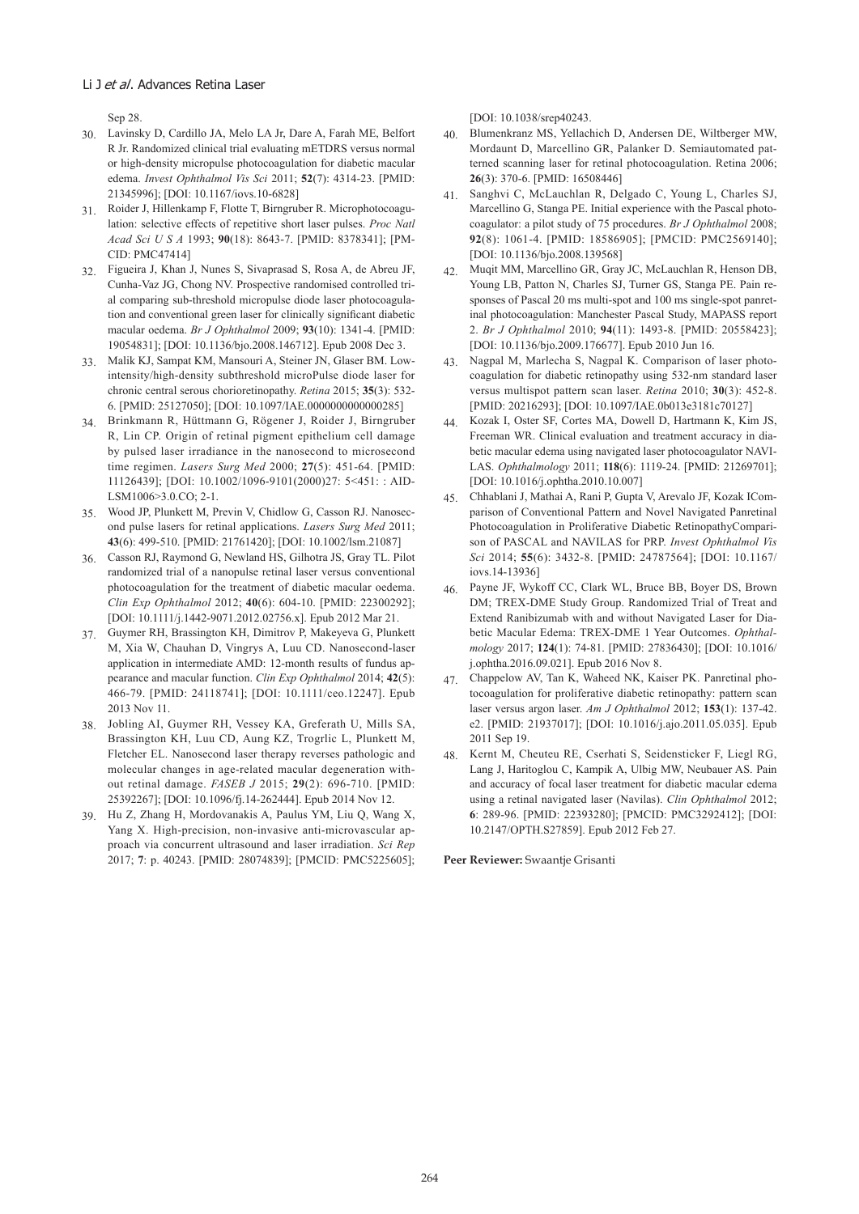Sep 28.

30. Lavinsky D, Cardillo JA, Melo LA Jr, Dare A, Farah ME, Belfort R Jr. Randomized clinical trial evaluating mETDRS versus normal or high-density micropulse photocoagulation for diabetic macular edema. *Invest Ophthalmol Vis Sci* 2011; **52**(7): 4314-23. [PMID: 21345996]; [DOI: 10.1167/iovs.10-6828]
31. Roider J, Hillenkamp F, Flotte T, Birngruber R. Microphotocoagulation: selective effects of repetitive short laser pulses. *Proc Natl Acad Sci U S A* 1993; **90**(18): 8643-7. [PMID: 8378341]; [PMCID: PMC47414]
32. Figueira J, Khan J, Nunes S, Sivaprasad S, Rosa A, de Abreu JF, Cunha-Vaz JG, Chong NV. Prospective randomised controlled trial comparing sub-threshold micropulse diode laser photocoagulation and conventional green laser for clinically significant diabetic macular oedema. *Br J Ophthalmol* 2009; **93**(10): 1341-4. [PMID: 19054831]; [DOI: 10.1136/bjo.2008.146712]. Epub 2008 Dec 3.
33. Malik KJ, Sampat KM, Mansouri A, Steiner JN, Glaser BM. Low-intensity/high-density subthreshold microPulse diode laser for chronic central serous chorioretinopathy. *Retina* 2015; **35**(3): 532-6. [PMID: 25127050]; [DOI: 10.1097/IAE.0000000000000285]
34. Brinkmann R, Hüttmann G, Rögener J, Roider J, Birngruber R, Lin CP. Origin of retinal pigment epithelium cell damage by pulsed laser irradiance in the nanosecond to microsecond time regimen. *Lasers Surg Med* 2000; **27**(5): 451-64. [PMID: 11126439]; [DOI: 10.1002/1096-9101(2000)27: 5<451: : AID-LSM1006>3.0.CO; 2-1.
35. Wood JP, Plunkett M, Previn V, Chidlow G, Casson RJ. Nanosecond pulse lasers for retinal applications. *Lasers Surg Med* 2011; **43**(6): 499-510. [PMID: 21761420]; [DOI: 10.1002/lsm.21087]
36. Casson RJ, Raymond G, Newland HS, Gilhotra JS, Gray TL. Pilot randomized trial of a nanopulse retinal laser versus conventional photocoagulation for the treatment of diabetic macular oedema. *Clin Exp Ophthalmol* 2012; **40**(6): 604-10. [PMID: 22300292]; [DOI: 10.1111/j.1442-9071.2012.02756.x]. Epub 2012 Mar 21.
37. Guymer RH, Brassington KH, Dimitrov P, Makeyeva G, Plunkett M, Xia W, Chauhan D, Vingrys A, Luu CD. Nanosecond-laser application in intermediate AMD: 12-month results of fundus appearance and macular function. *Clin Exp Ophthalmol* 2014; **42**(5): 466-79. [PMID: 24118741]; [DOI: 10.1111/ceo.12247]. Epub 2013 Nov 11.
38. Jobling AI, Guymer RH, Vessey KA, Greferath U, Mills SA, Brassington KH, Luu CD, Aung KZ, Trogrlic L, Plunkett M, Fletcher EL. Nanosecond laser therapy reverses pathologic and molecular changes in age-related macular degeneration without retinal damage. *FASEB J* 2015; **29**(2): 696-710. [PMID: 25392267]; [DOI: 10.1096/fj.14-262444]. Epub 2014 Nov 12.
39. Hu Z, Zhang H, Mordovanakis A, Paulus YM, Liu Q, Wang X, Yang X. High-precision, non-invasive anti-microvascular approach via concurrent ultrasound and laser irradiation. *Sci Rep* 2017; **7**: p. 40243. [PMID: 28074839]; [PMCID: PMC5225605]; [DOI: 10.1038/srep40243.
40. Blumenkranz MS, Yellachich D, Andersen DE, Wiltberger MW, Mordaunt D, Marcellino GR, Palanker D. Semiautomated patterned scanning laser for retinal photocoagulation. Retina 2006; **26**(3): 370-6. [PMID: 16508446]
41. Sanghvi C, McLauchlan R, Delgado C, Young L, Charles SJ, Marcellino G, Stanga PE. Initial experience with the Pascal photocoagulator: a pilot study of 75 procedures. *Br J Ophthalmol* 2008; **92**(8): 1061-4. [PMID: 18586905]; [PMCID: PMC2569140]; [DOI: 10.1136/bjo.2008.139568]
42. Muqit MM, Marcellino GR, Gray JC, McLauchlan R, Henson DB, Young LB, Patton N, Charles SJ, Turner GS, Stanga PE. Pain responses of Pascal 20 ms multi-spot and 100 ms single-spot panretinal photocoagulation: Manchester Pascal Study, MAPASS report 2. *Br J Ophthalmol* 2010; **94**(11): 1493-8. [PMID: 20558423]; [DOI: 10.1136/bjo.2009.176677]. Epub 2010 Jun 16.
43. Nagpal M, Marlecha S, Nagpal K. Comparison of laser photocoagulation for diabetic retinopathy using 532-nm standard laser versus multispot pattern scan laser. *Retina* 2010; **30**(3): 452-8. [PMID: 20216293]; [DOI: 10.1097/IAE.0b013e3181c70127]
44. Kozak I, Oster SF, Cortes MA, Dowell D, Hartmann K, Kim JS, Freeman WR. Clinical evaluation and treatment accuracy in diabetic macular edema using navigated laser photocoagulator NAVILAS. *Ophthalmology* 2011; **118**(6): 1119-24. [PMID: 21269701]; [DOI: 10.1016/j.ophtha.2010.10.007]
45. Chhablani J, Mathai A, Rani P, Gupta V, Arevalo JF, Kozak IComparison of Conventional Pattern and Novel Navigated Panretinal Photocoagulation in Proliferative Diabetic RetinopathyComparison of PASCAL and NAVILAS for PRP. *Invest Ophthalmol Vis Sci* 2014; **55**(6): 3432-8. [PMID: 24787564]; [DOI: 10.1167/iovs.14-13936]
46. Payne JF, Wykoff CC, Clark WL, Bruce BB, Boyer DS, Brown DM; TREX-DME Study Group. Randomized Trial of Treat and Extend Ranibizumab with and without Navigated Laser for Diabetic Macular Edema: TREX-DME 1 Year Outcomes. *Ophthalmology* 2017; **124**(1): 74-81. [PMID: 27836430]; [DOI: 10.1016/j.ophtha.2016.09.021]. Epub 2016 Nov 8.
47. Chappelow AV, Tan K, Waheed NK, Kaiser PK. Panretinal photocoagulation for proliferative diabetic retinopathy: pattern scan laser versus argon laser. *Am J Ophthalmol* 2012; **153**(1): 137-42.e2. [PMID: 21937017]; [DOI: 10.1016/j.ajo.2011.05.035]. Epub 2011 Sep 19.
48. Kernt M, Cheuteu RE, Cserhati S, Seidensticker F, Liegl RG, Lang J, Haritoglou C, Kampik A, Ulbig MW, Neubauer AS. Pain and accuracy of focal laser treatment for diabetic macular edema using a retinal navigated laser (Navilas). *Clin Ophthalmol* 2012; **6**: 289-96. [PMID: 22393280]; [PMCID: PMC3292412]; [DOI: 10.2147/OPTH.S27859]. Epub 2012 Feb 27.

**Peer Reviewer:** Swaantje Grisanti